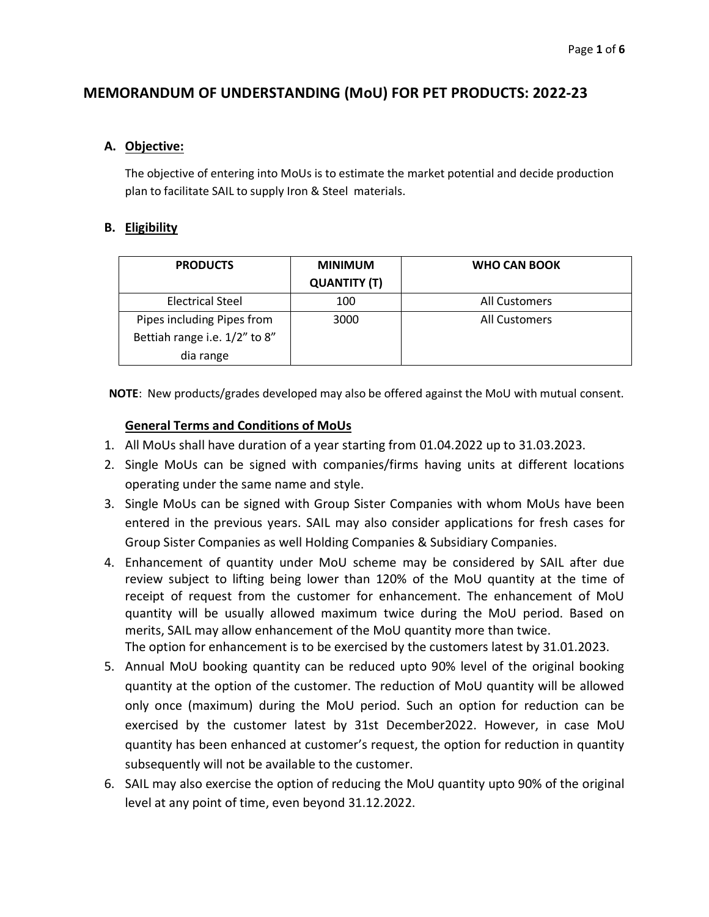# MEMORANDUM OF UNDERSTANDING (MoU) FOR PET PRODUCTS: 2022-23

## A. Objective:

The objective of entering into MoUs is to estimate the market potential and decide production plan to facilitate SAIL to supply Iron & Steel materials.

## B. Eligibility

| PRODUCTS | MINIMUM QUANTITY (T) | WHO CAN BOOK |
|---|---|---|
| Electrical Steel | 100 | All Customers |
| Pipes including Pipes from Bettiah range i.e. 1/2" to 8" dia range | 3000 | All Customers |

**NOTE**: New products/grades developed may also be offered against the MoU with mutual consent.

### General Terms and Conditions of MoUs

1. All MoUs shall have duration of a year starting from 01.04.2022 up to 31.03.2023.
2. Single MoUs can be signed with companies/firms having units at different locations operating under the same name and style.
3. Single MoUs can be signed with Group Sister Companies with whom MoUs have been entered in the previous years. SAIL may also consider applications for fresh cases for Group Sister Companies as well Holding Companies & Subsidiary Companies.
4. Enhancement of quantity under MoU scheme may be considered by SAIL after due review subject to lifting being lower than 120% of the MoU quantity at the time of receipt of request from the customer for enhancement. The enhancement of MoU quantity will be usually allowed maximum twice during the MoU period. Based on merits, SAIL may allow enhancement of the MoU quantity more than twice.
   The option for enhancement is to be exercised by the customers latest by 31.01.2023.
5. Annual MoU booking quantity can be reduced upto 90% level of the original booking quantity at the option of the customer. The reduction of MoU quantity will be allowed only once (maximum) during the MoU period. Such an option for reduction can be exercised by the customer latest by 31st December2022. However, in case MoU quantity has been enhanced at customer's request, the option for reduction in quantity subsequently will not be available to the customer.
6. SAIL may also exercise the option of reducing the MoU quantity upto 90% of the original level at any point of time, even beyond 31.12.2022.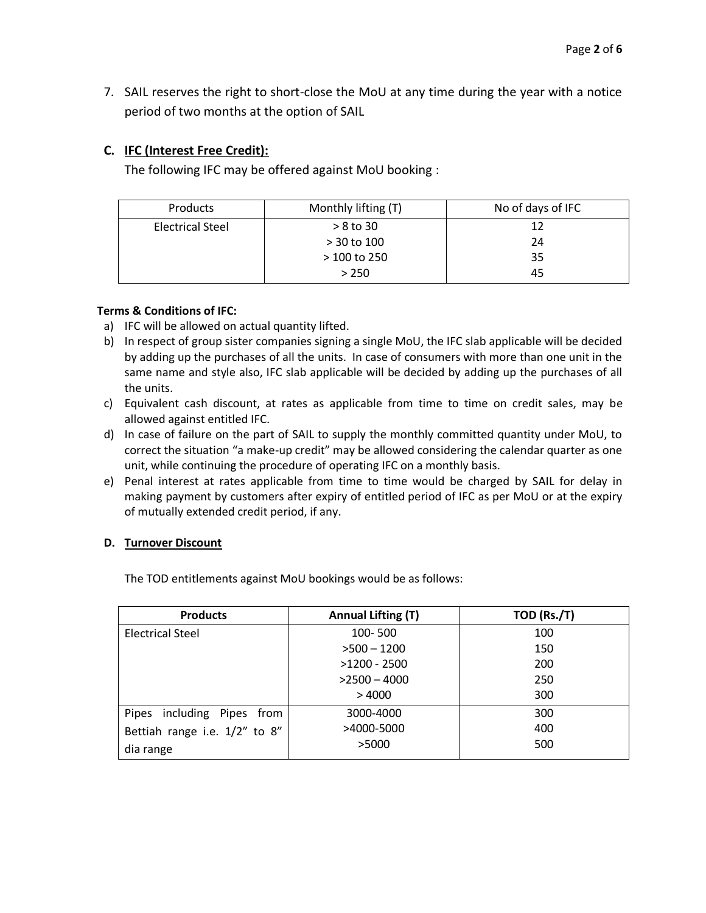7. SAIL reserves the right to short-close the MoU at any time during the year with a notice period of two months at the option of SAIL

### C. IFC (Interest Free Credit):

The following IFC may be offered against MoU booking :

| Products | Monthly lifting (T) | No of days of IFC |
|---|---|---|
| Electrical Steel | > 8 to 30 | 12 |
| | > 30 to 100 | 24 |
| | > 100 to 250 | 35 |
| | > 250 | 45 |

**Terms & Conditions of IFC:**

a) IFC will be allowed on actual quantity lifted.
b) In respect of group sister companies signing a single MoU, the IFC slab applicable will be decided by adding up the purchases of all the units. In case of consumers with more than one unit in the same name and style also, IFC slab applicable will be decided by adding up the purchases of all the units.
c) Equivalent cash discount, at rates as applicable from time to time on credit sales, may be allowed against entitled IFC.
d) In case of failure on the part of SAIL to supply the monthly committed quantity under MoU, to correct the situation "a make-up credit" may be allowed considering the calendar quarter as one unit, while continuing the procedure of operating IFC on a monthly basis.
e) Penal interest at rates applicable from time to time would be charged by SAIL for delay in making payment by customers after expiry of entitled period of IFC as per MoU or at the expiry of mutually extended credit period, if any.

### D. Turnover Discount

The TOD entitlements against MoU bookings would be as follows:

| Products | Annual Lifting (T) | TOD (Rs./T) |
|---|---|---|
| Electrical Steel | 100- 500 | 100 |
| | >500 – 1200 | 150 |
| | >1200 - 2500 | 200 |
| | >2500 – 4000 | 250 |
| | > 4000 | 300 |
| Pipes including Pipes from Bettiah range i.e. 1/2" to 8" dia range | 3000-4000 | 300 |
| | >4000-5000 | 400 |
| | >5000 | 500 |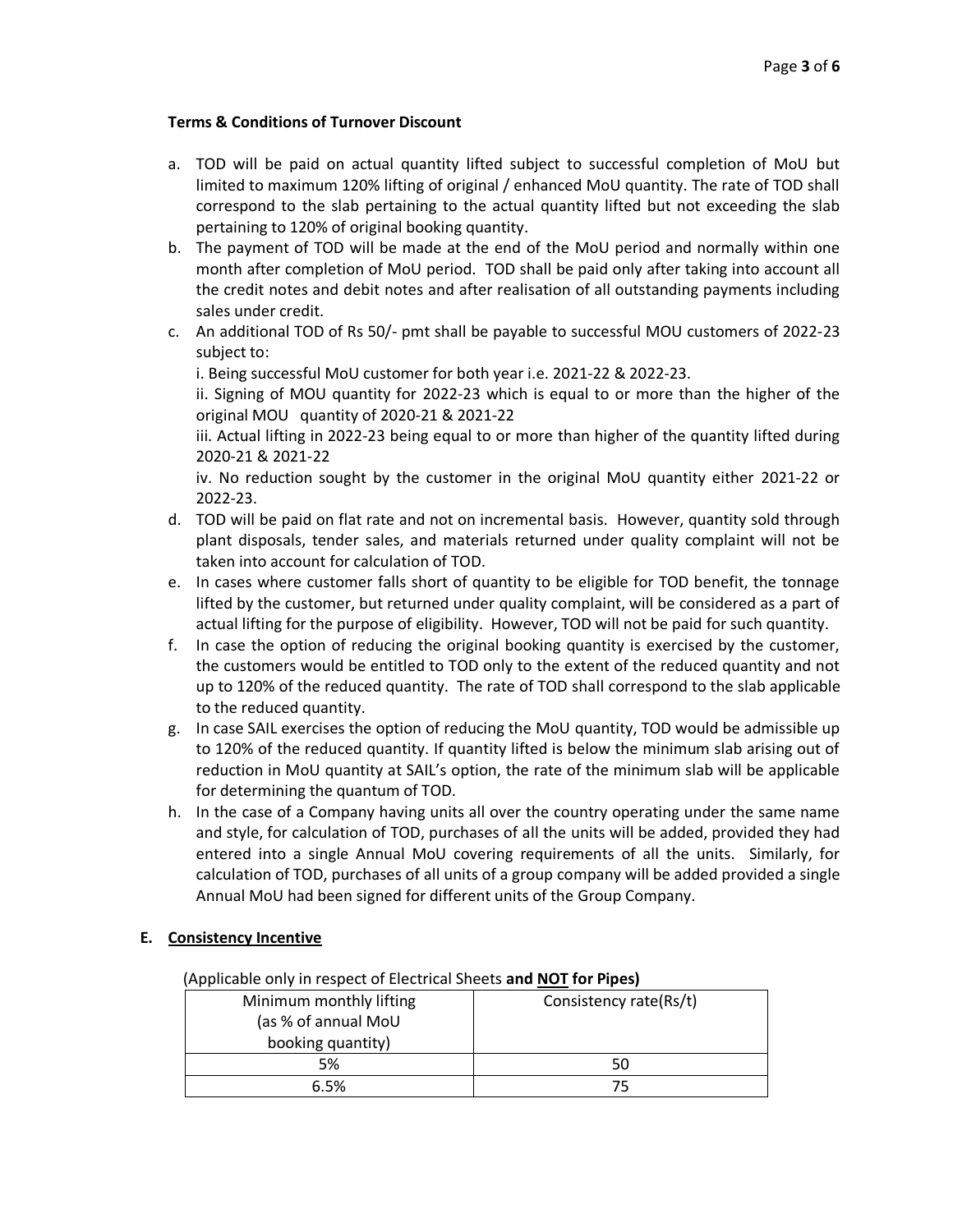**Terms & Conditions of Turnover Discount**

a. TOD will be paid on actual quantity lifted subject to successful completion of MoU but limited to maximum 120% lifting of original / enhanced MoU quantity. The rate of TOD shall correspond to the slab pertaining to the actual quantity lifted but not exceeding the slab pertaining to 120% of original booking quantity.
b. The payment of TOD will be made at the end of the MoU period and normally within one month after completion of MoU period. TOD shall be paid only after taking into account all the credit notes and debit notes and after realisation of all outstanding payments including sales under credit.
c. An additional TOD of Rs 50/- pmt shall be payable to successful MOU customers of 2022-23 subject to:
   i. Being successful MoU customer for both year i.e. 2021-22 & 2022-23.
   ii. Signing of MOU quantity for 2022-23 which is equal to or more than the higher of the original MOU quantity of 2020-21 & 2021-22
   iii. Actual lifting in 2022-23 being equal to or more than higher of the quantity lifted during 2020-21 & 2021-22
   iv. No reduction sought by the customer in the original MoU quantity either 2021-22 or 2022-23.
d. TOD will be paid on flat rate and not on incremental basis. However, quantity sold through plant disposals, tender sales, and materials returned under quality complaint will not be taken into account for calculation of TOD.
e. In cases where customer falls short of quantity to be eligible for TOD benefit, the tonnage lifted by the customer, but returned under quality complaint, will be considered as a part of actual lifting for the purpose of eligibility. However, TOD will not be paid for such quantity.
f. In case the option of reducing the original booking quantity is exercised by the customer, the customers would be entitled to TOD only to the extent of the reduced quantity and not up to 120% of the reduced quantity. The rate of TOD shall correspond to the slab applicable to the reduced quantity.
g. In case SAIL exercises the option of reducing the MoU quantity, TOD would be admissible up to 120% of the reduced quantity. If quantity lifted is below the minimum slab arising out of reduction in MoU quantity at SAIL's option, the rate of the minimum slab will be applicable for determining the quantum of TOD.
h. In the case of a Company having units all over the country operating under the same name and style, for calculation of TOD, purchases of all the units will be added, provided they had entered into a single Annual MoU covering requirements of all the units. Similarly, for calculation of TOD, purchases of all units of a group company will be added provided a single Annual MoU had been signed for different units of the Group Company.

## E. Consistency Incentive

(Applicable only in respect of Electrical Sheets **and NOT for Pipes)**

| Minimum monthly lifting (as % of annual MoU booking quantity) | Consistency rate(Rs/t) |
|---|---|
| 5% | 50 |
| 6.5% | 75 |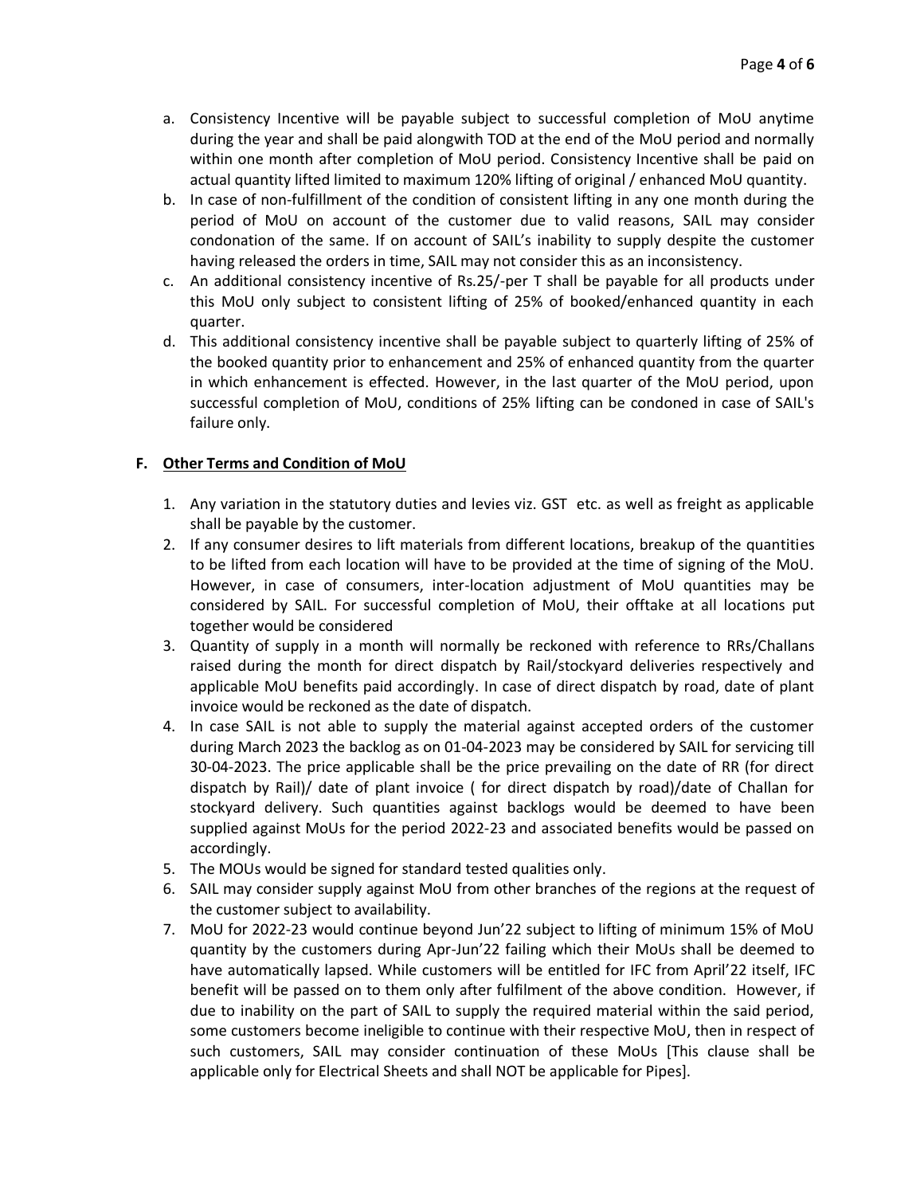a. Consistency Incentive will be payable subject to successful completion of MoU anytime during the year and shall be paid alongwith TOD at the end of the MoU period and normally within one month after completion of MoU period. Consistency Incentive shall be paid on actual quantity lifted limited to maximum 120% lifting of original / enhanced MoU quantity.
b. In case of non-fulfillment of the condition of consistent lifting in any one month during the period of MoU on account of the customer due to valid reasons, SAIL may consider condonation of the same. If on account of SAIL's inability to supply despite the customer having released the orders in time, SAIL may not consider this as an inconsistency.
c. An additional consistency incentive of Rs.25/-per T shall be payable for all products under this MoU only subject to consistent lifting of 25% of booked/enhanced quantity in each quarter.
d. This additional consistency incentive shall be payable subject to quarterly lifting of 25% of the booked quantity prior to enhancement and 25% of enhanced quantity from the quarter in which enhancement is effected. However, in the last quarter of the MoU period, upon successful completion of MoU, conditions of 25% lifting can be condoned in case of SAIL's failure only.

### F. Other Terms and Condition of MoU

1. Any variation in the statutory duties and levies viz. GST etc. as well as freight as applicable shall be payable by the customer.
2. If any consumer desires to lift materials from different locations, breakup of the quantities to be lifted from each location will have to be provided at the time of signing of the MoU. However, in case of consumers, inter-location adjustment of MoU quantities may be considered by SAIL. For successful completion of MoU, their offtake at all locations put together would be considered
3. Quantity of supply in a month will normally be reckoned with reference to RRs/Challans raised during the month for direct dispatch by Rail/stockyard deliveries respectively and applicable MoU benefits paid accordingly. In case of direct dispatch by road, date of plant invoice would be reckoned as the date of dispatch.
4. In case SAIL is not able to supply the material against accepted orders of the customer during March 2023 the backlog as on 01-04-2023 may be considered by SAIL for servicing till 30-04-2023. The price applicable shall be the price prevailing on the date of RR (for direct dispatch by Rail)/ date of plant invoice ( for direct dispatch by road)/date of Challan for stockyard delivery. Such quantities against backlogs would be deemed to have been supplied against MoUs for the period 2022-23 and associated benefits would be passed on accordingly.
5. The MOUs would be signed for standard tested qualities only.
6. SAIL may consider supply against MoU from other branches of the regions at the request of the customer subject to availability.
7. MoU for 2022-23 would continue beyond Jun'22 subject to lifting of minimum 15% of MoU quantity by the customers during Apr-Jun'22 failing which their MoUs shall be deemed to have automatically lapsed. While customers will be entitled for IFC from April'22 itself, IFC benefit will be passed on to them only after fulfilment of the above condition. However, if due to inability on the part of SAIL to supply the required material within the said period, some customers become ineligible to continue with their respective MoU, then in respect of such customers, SAIL may consider continuation of these MoUs [This clause shall be applicable only for Electrical Sheets and shall NOT be applicable for Pipes].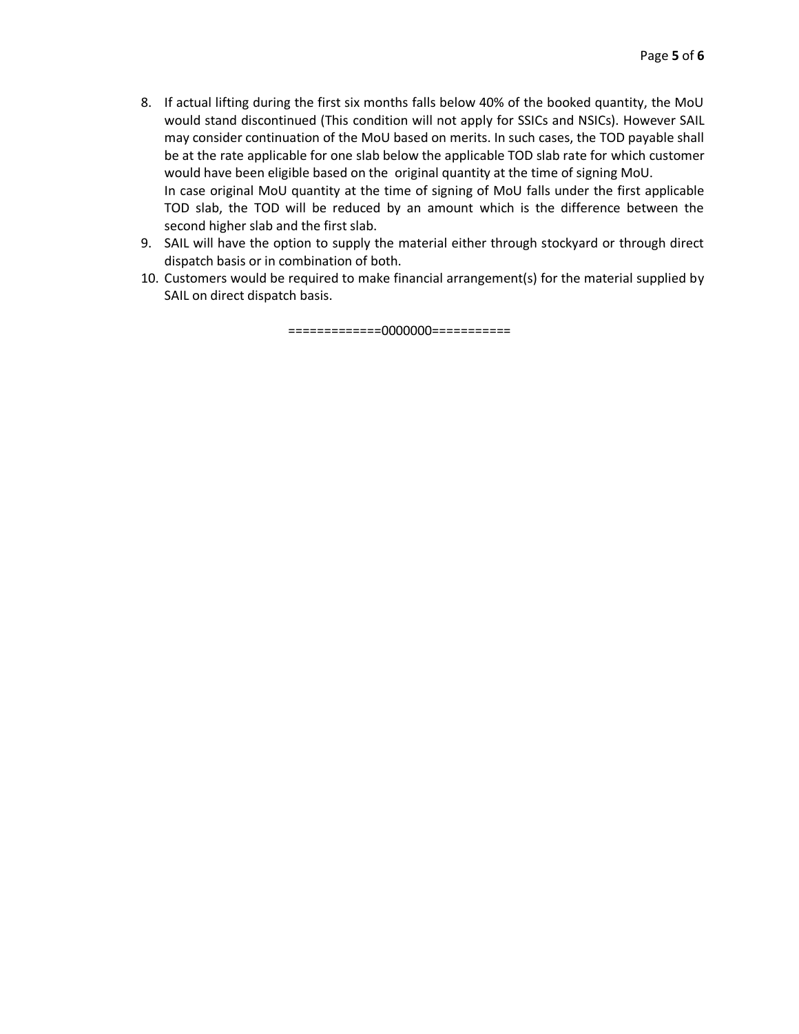8. If actual lifting during the first six months falls below 40% of the booked quantity, the MoU would stand discontinued (This condition will not apply for SSICs and NSICs). However SAIL may consider continuation of the MoU based on merits. In such cases, the TOD payable shall be at the rate applicable for one slab below the applicable TOD slab rate for which customer would have been eligible based on the original quantity at the time of signing MoU.
   In case original MoU quantity at the time of signing of MoU falls under the first applicable TOD slab, the TOD will be reduced by an amount which is the difference between the second higher slab and the first slab.
9. SAIL will have the option to supply the material either through stockyard or through direct dispatch basis or in combination of both.
10. Customers would be required to make financial arrangement(s) for the material supplied by SAIL on direct dispatch basis.

=============0000000===========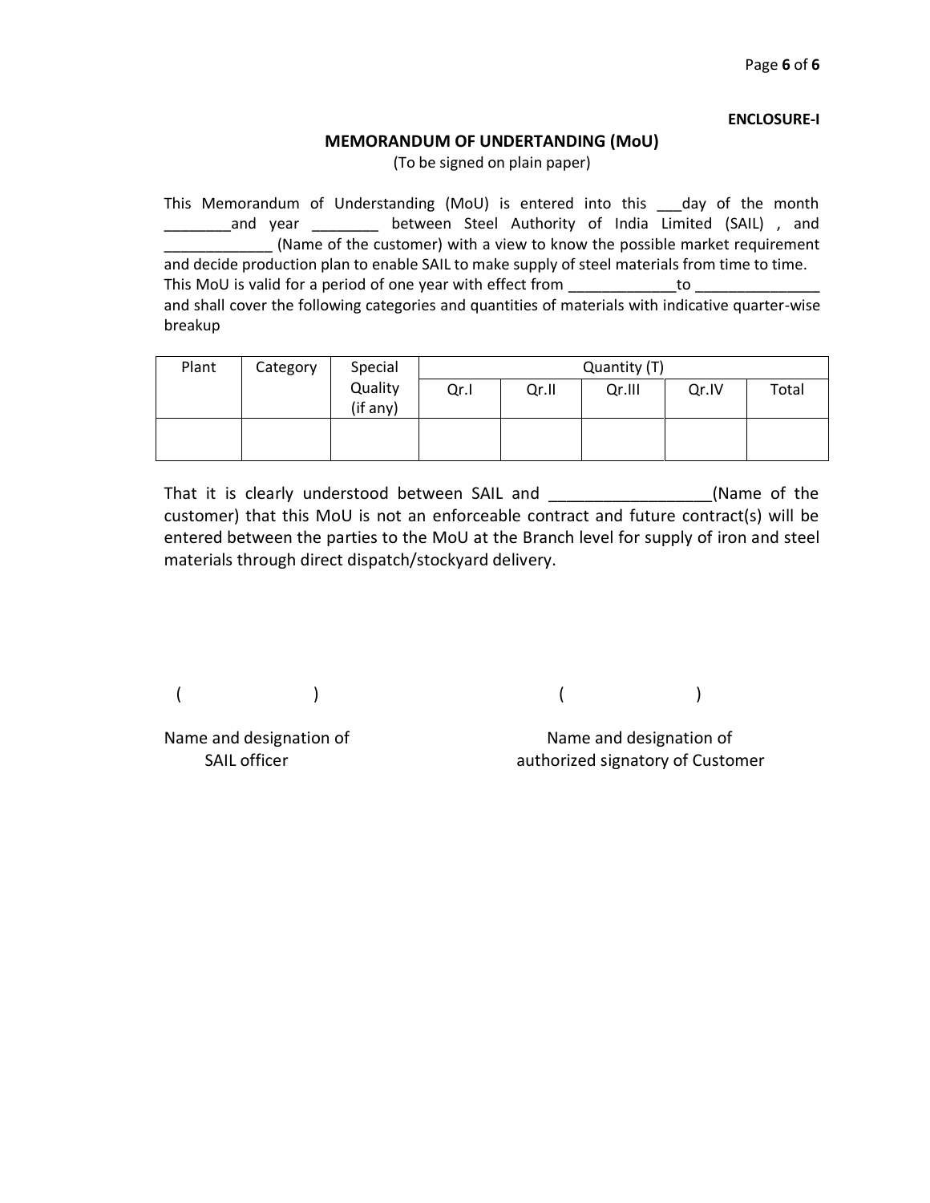**ENCLOSURE-I**

## MEMORANDUM OF UNDERTANDING (MoU)

(To be signed on plain paper)

This Memorandum of Understanding (MoU) is entered into this ___day of the month ________and year ________ between Steel Authority of India Limited (SAIL) , and _____________ (Name of the customer) with a view to know the possible market requirement and decide production plan to enable SAIL to make supply of steel materials from time to time. This MoU is valid for a period of one year with effect from _____________to _______________ and shall cover the following categories and quantities of materials with indicative quarter-wise breakup

| Plant | Category | Special Quality (if any) | Quantity (T) | | | | |
|---|---|---|---|---|---|---|---|
| | | | Qr.I | Qr.II | Qr.III | Qr.IV | Total |
| | | | | | | | |

That it is clearly understood between SAIL and _________________(Name of the customer) that this MoU is not an enforceable contract and future contract(s) will be entered between the parties to the MoU at the Branch level for supply of iron and steel materials through direct dispatch/stockyard delivery.

( )

Name and designation of SAIL officer

( )

Name and designation of authorized signatory of Customer